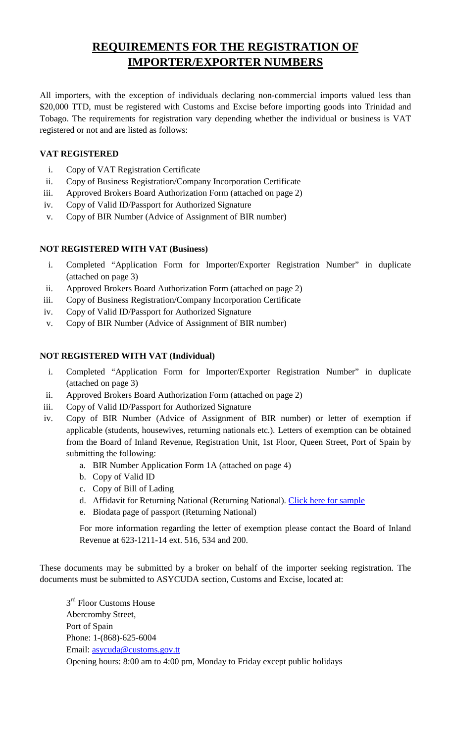# REQUIREMENTS FOR THE REGISTRATION OF IMPORTER/EXPORTER NUMBERS

All importers, with the exception of individuals declaring non-commercial imports valued less than $20,000 TTD, must be registered with Customs and Excise before importing goods into Trinidad and Tobago. The requirements for registration vary depending whether the individual or business is VAT registered or not and are listed as follows:

### VAT REGISTERED

- i. Copy of VAT Registration Certificate
- ii. Copy of Business Registration/Company Incorporation Certificate
- iii. Approved Brokers Board Authorization Form (attached on page 2)
- iv. Copy of Valid ID/Passport for Authorized Signature
- v. Copy of BIR Number (Advice of Assignment of BIR number)

### NOT REGISTERED WITH VAT (Business)

- i. Completed "Application Form for Importer/Exporter Registration Number" in duplicate (attached on page 3)
- ii. Approved Brokers Board Authorization Form (attached on page 2)
- iii. Copy of Business Registration/Company Incorporation Certificate
- iv. Copy of Valid ID/Passport for Authorized Signature
- v. Copy of BIR Number (Advice of Assignment of BIR number)

### NOT REGISTERED WITH VAT (Individual)

- i. Completed "Application Form for Importer/Exporter Registration Number" in duplicate (attached on page 3)
- ii. Approved Brokers Board Authorization Form (attached on page 2)
- iii. Copy of Valid ID/Passport for Authorized Signature
- iv. Copy of BIR Number (Advice of Assignment of BIR number) or letter of exemption if applicable (students, housewives, returning nationals etc.). Letters of exemption can be obtained from the Board of Inland Revenue, Registration Unit, 1st Floor, Queen Street, Port of Spain by submitting the following:
  - a. BIR Number Application Form 1A (attached on page 4)
  - b. Copy of Valid ID
  - c. Copy of Bill of Lading
  - d. Affidavit for Returning National (Returning National). Click here for sample
  - e. Biodata page of passport (Returning National)

  For more information regarding the letter of exemption please contact the Board of Inland Revenue at 623-1211-14 ext. 516, 534 and 200.

These documents may be submitted by a broker on behalf of the importer seeking registration. The documents must be submitted to ASYCUDA section, Customs and Excise, located at:

3rd Floor Customs House
Abercromby Street,
Port of Spain
Phone: 1-(868)-625-6004
Email: asycuda@customs.gov.tt
Opening hours: 8:00 am to 4:00 pm, Monday to Friday except public holidays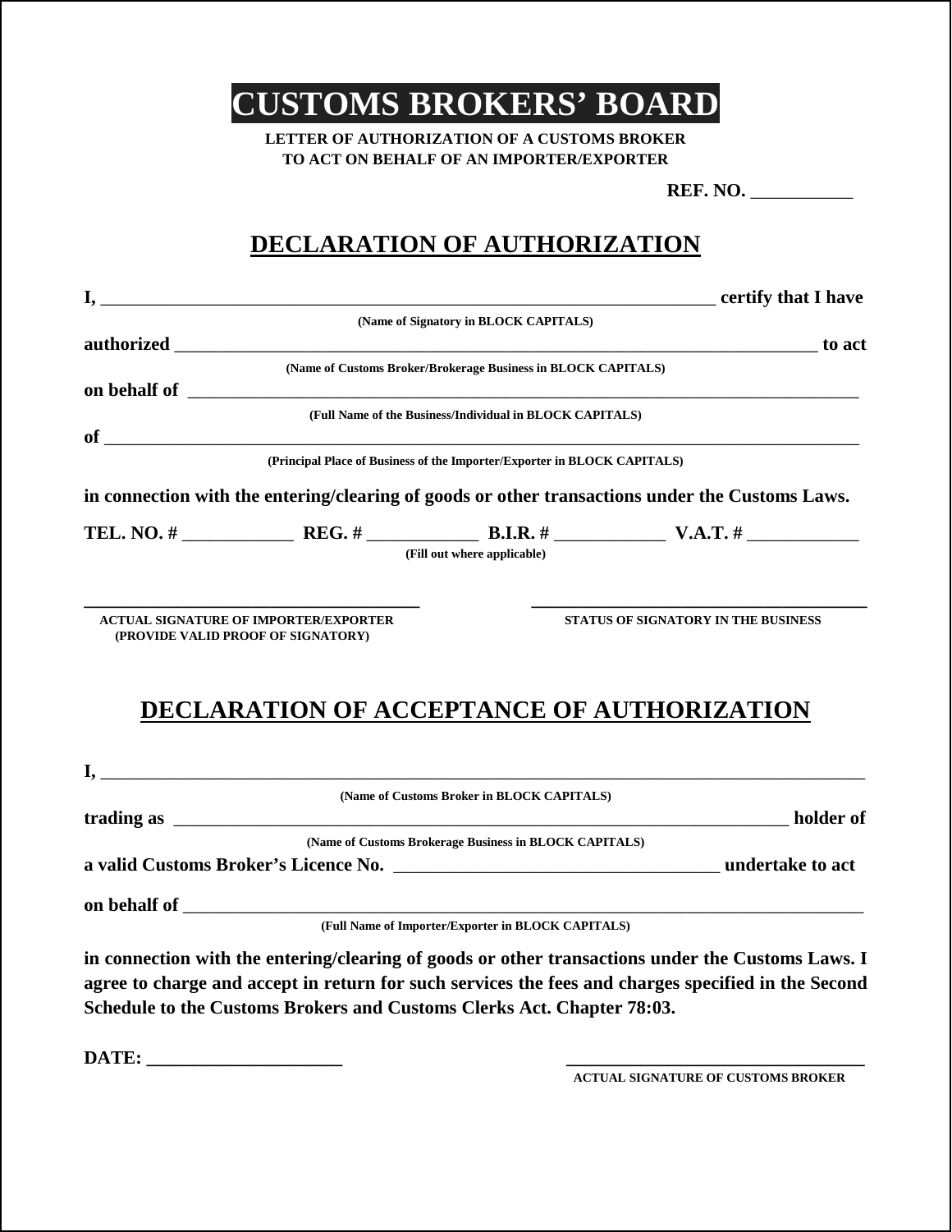# CUSTOMS BROKERS' BOARD

**LETTER OF AUTHORIZATION OF A CUSTOMS BROKER TO ACT ON BEHALF OF AN IMPORTER/EXPORTER**

**REF. NO.** ___________

## DECLARATION OF AUTHORIZATION

**I,** ______________________________________________________________________ **certify that I have**

(Name of Signatory in BLOCK CAPITALS)

**authorized** ________________________________________________________________________ **to act**

(Name of Customs Broker/Brokerage Business in BLOCK CAPITALS)

**on behalf of** ______________________________________________________________________________

(Full Name of the Business/Individual in BLOCK CAPITALS)

**of** ____________________________________________________________________________________

(Principal Place of Business of the Importer/Exporter in BLOCK CAPITALS)

**in connection with the entering/clearing of goods or other transactions under the Customs Laws.**

**TEL. NO. #** ____________ **REG. #** ____________ **B.I.R. #** ____________ **V.A.T. #** ____________

(Fill out where applicable)

_____________________________________ | _____________________________________

**ACTUAL SIGNATURE OF IMPORTER/EXPORTER (PROVIDE VALID PROOF OF SIGNATORY)** | **STATUS OF SIGNATORY IN THE BUSINESS**

## DECLARATION OF ACCEPTANCE OF AUTHORIZATION

**I,** ____________________________________________________________________________________

(Name of Customs Broker in BLOCK CAPITALS)

**trading as** ______________________________________________________________________ **holder of**

(Name of Customs Brokerage Business in BLOCK CAPITALS)

**a valid Customs Broker's Licence No.** ____________________________________ **undertake to act**

**on behalf of** ______________________________________________________________________________

(Full Name of Importer/Exporter in BLOCK CAPITALS)

**in connection with the entering/clearing of goods or other transactions under the Customs Laws. I agree to charge and accept in return for such services the fees and charges specified in the Second Schedule to the Customs Brokers and Customs Clerks Act. Chapter 78:03.**

**DATE:** ______________________ | _________________________________

**ACTUAL SIGNATURE OF CUSTOMS BROKER**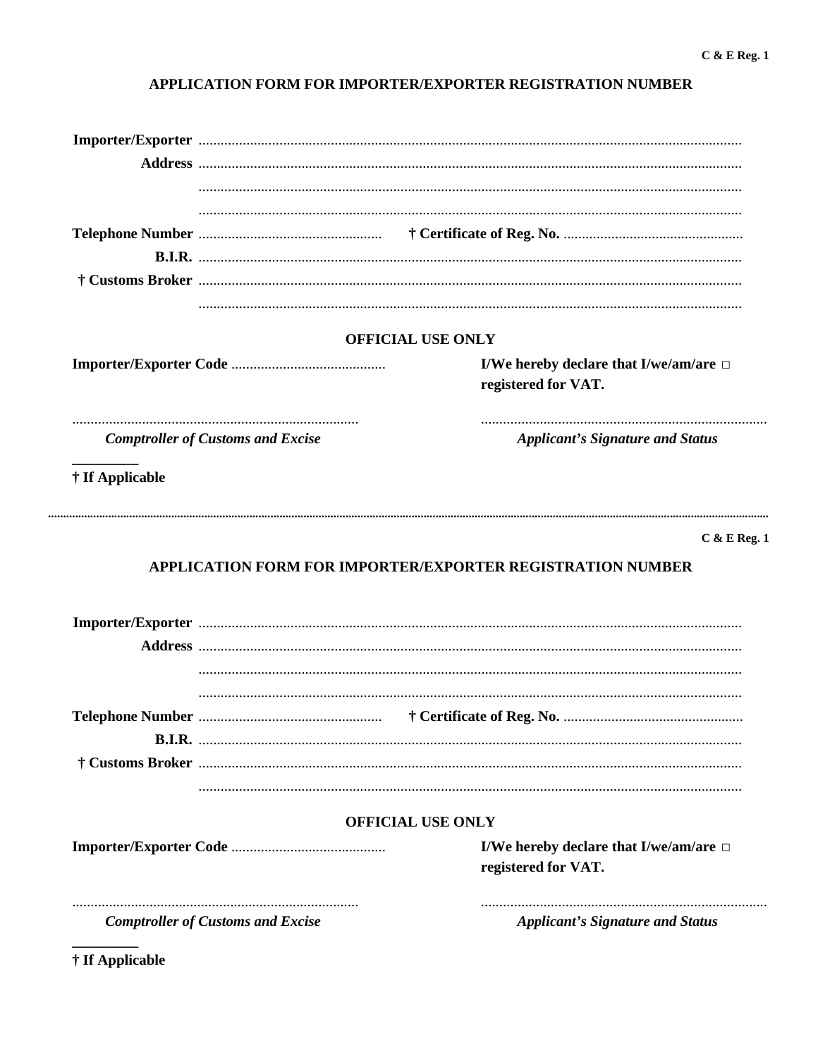C & E Reg. 1

## APPLICATION FORM FOR IMPORTER/EXPORTER REGISTRATION NUMBER

**Importer/Exporter** ..................................................................................................................................

**Address** ..................................................................................................................................

..................................................................................................................................

..................................................................................................................................

**Telephone Number** ................................................. **† Certificate of Reg. No.** .................................................

**B.I.R.** ..................................................................................................................................

**† Customs Broker** ..................................................................................................................................

..................................................................................................................................

### OFFICIAL USE ONLY

**Importer/Exporter Code** ..........................................

**I/We hereby declare that I/we/am/are □ registered for VAT.**

..............................................................................
***Comptroller of Customs and Excise***

..............................................................................
***Applicant's Signature and Status***

**† If Applicable**

---

C & E Reg. 1

## APPLICATION FORM FOR IMPORTER/EXPORTER REGISTRATION NUMBER

**Importer/Exporter** ..................................................................................................................................

**Address** ..................................................................................................................................

..................................................................................................................................

..................................................................................................................................

**Telephone Number** ................................................. **† Certificate of Reg. No.** .................................................

**B.I.R.** ..................................................................................................................................

**† Customs Broker** ..................................................................................................................................

..................................................................................................................................

### OFFICIAL USE ONLY

**Importer/Exporter Code** ..........................................

**I/We hereby declare that I/we/am/are □ registered for VAT.**

..............................................................................
***Comptroller of Customs and Excise***

..............................................................................
***Applicant's Signature and Status***

**† If Applicable**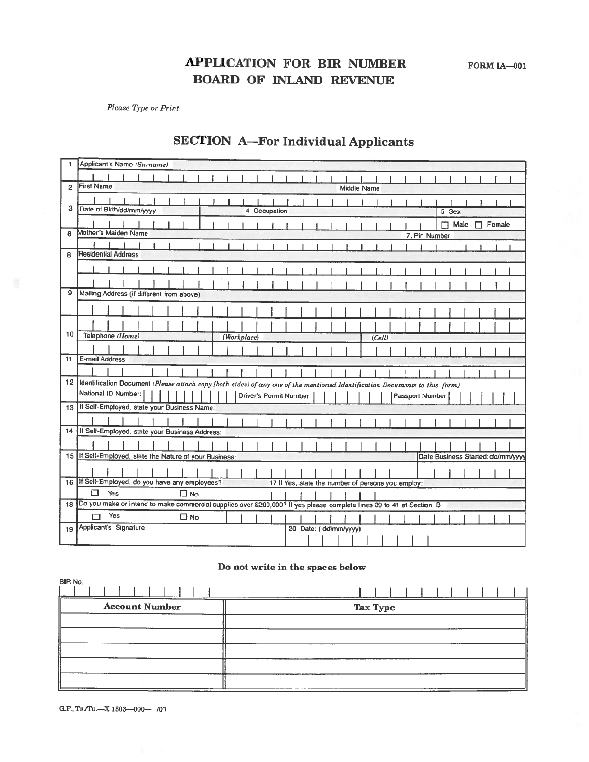# APPLICATION FOR BIR NUMBER
# BOARD OF INLAND REVENUE

**FORM IA—001**

*Please Type or Print*

## SECTION A—For Individual Applicants

| | |
|---|---|
| 1 | Applicant's Name *(Surname)* |
| 2 | First Name — Middle Name |
| 3 | Date of Birth/dd/mm/yyyy — 4 Occupation — 5 Sex ☐ Male ☐ Female |
| 6 | Mother's Maiden Name — 7. Pin Number |
| 8 | Residential Address |
| 9 | Mailing Address (if different from above) |
| 10 | Telephone *(Home)* — *(Workplace)* — *(Cell)* |
| 11 | E-mail Address |
| 12 | Identification Document *(Please attach copy [both sides] of any one of the mentioned Identification Documents to this form)* National ID Number: — Driver's Permit Number — Passport Number |
| 13 | If Self-Employed, state your Business Name: |
| 14 | If Self-Employed, state your Business Address: |
| 15 | If Self-Employed, state the Nature of your Business: — Date Business Started: dd/mm/yyyy |
| 16 | If Self-Employed, do you have any employees? ☐ Yes ☐ No — 17 If Yes, state the number of persons you employ: |
| 18 | Do you make or intend to make commercial supplies over $200,000? If yes please complete lines 39 to 41 at Section B ☐ Yes ☐ No |
| 19 | Applicant's Signature — 20 Date: ( dd/mm/yyyy) |

**Do not write in the spaces below**

BIR No.

| Account Number | Tax Type |
|---|---|
| | |
| | |
| | |
| | |
| | |

G.P., Tr./To.—X 1303—000— /07